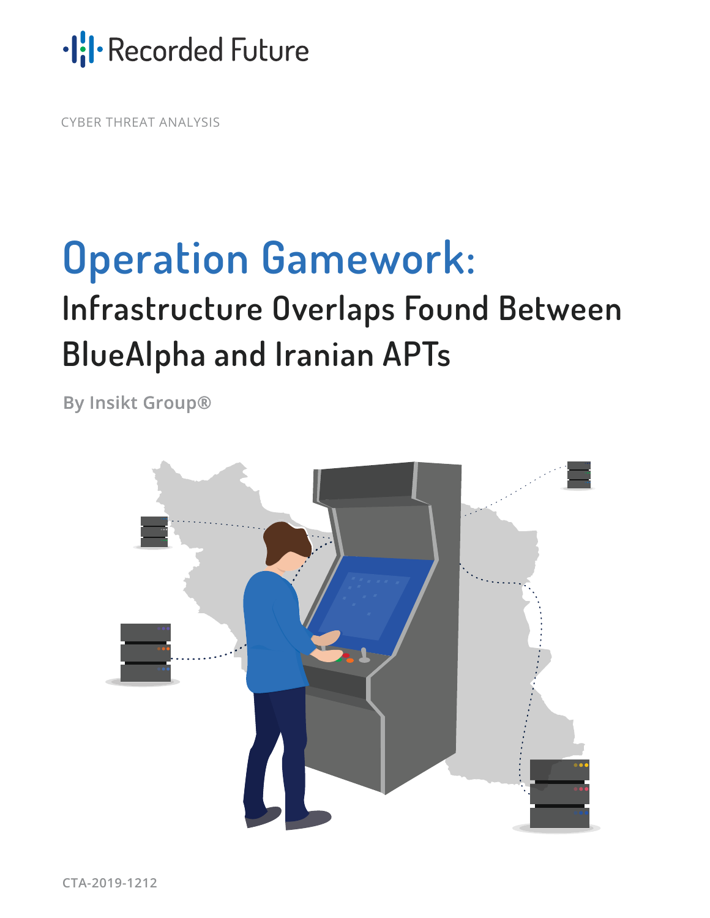Recorded Future

CYBER THREAT ANALYSIS

# Operation Gamework:

## Infrastructure Overlaps Found Between BlueAlpha and Iranian APTs

**By Insikt Group®**

**CTA-2019-1212**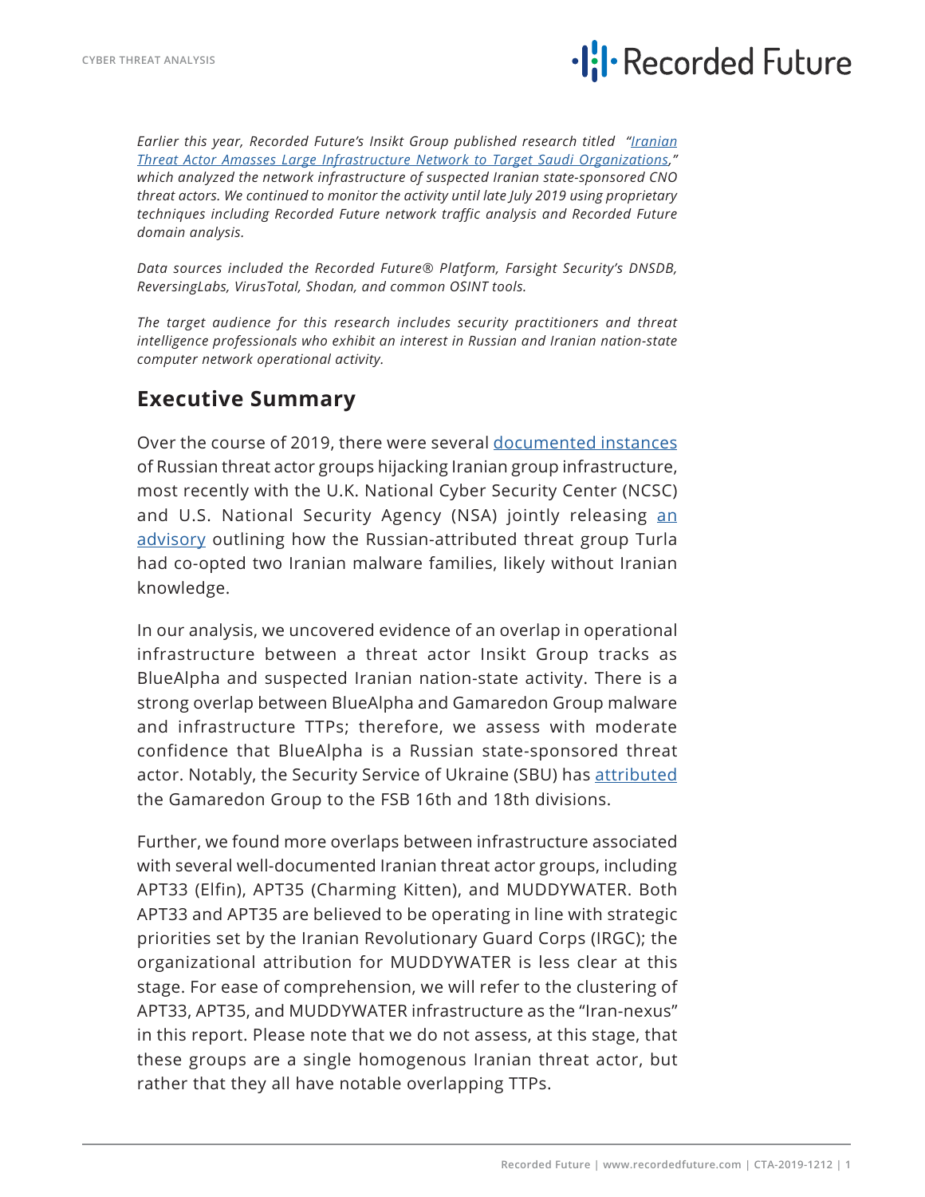*Earlier this year, Recorded Future's Insikt Group published research titled "[Iranian Threat Actor Amasses Large Infrastructure Network to Target Saudi Organizations](),"* *which analyzed the network infrastructure of suspected Iranian state-sponsored CNO threat actors. We continued to monitor the activity until late July 2019 using proprietary techniques including Recorded Future network traffic analysis and Recorded Future domain analysis.*

*Data sources included the Recorded Future® Platform, Farsight Security's DNSDB, ReversingLabs, VirusTotal, Shodan, and common OSINT tools.*

*The target audience for this research includes security practitioners and threat intelligence professionals who exhibit an interest in Russian and Iranian nation-state computer network operational activity.*

## Executive Summary

Over the course of 2019, there were several documented instances of Russian threat actor groups hijacking Iranian group infrastructure, most recently with the U.K. National Cyber Security Center (NCSC) and U.S. National Security Agency (NSA) jointly releasing an advisory outlining how the Russian-attributed threat group Turla had co-opted two Iranian malware families, likely without Iranian knowledge.

In our analysis, we uncovered evidence of an overlap in operational infrastructure between a threat actor Insikt Group tracks as BlueAlpha and suspected Iranian nation-state activity. There is a strong overlap between BlueAlpha and Gamaredon Group malware and infrastructure TTPs; therefore, we assess with moderate confidence that BlueAlpha is a Russian state-sponsored threat actor. Notably, the Security Service of Ukraine (SBU) has attributed the Gamaredon Group to the FSB 16th and 18th divisions.

Further, we found more overlaps between infrastructure associated with several well-documented Iranian threat actor groups, including APT33 (Elfin), APT35 (Charming Kitten), and MUDDYWATER. Both APT33 and APT35 are believed to be operating in line with strategic priorities set by the Iranian Revolutionary Guard Corps (IRGC); the organizational attribution for MUDDYWATER is less clear at this stage. For ease of comprehension, we will refer to the clustering of APT33, APT35, and MUDDYWATER infrastructure as the "Iran-nexus" in this report. Please note that we do not assess, at this stage, that these groups are a single homogenous Iranian threat actor, but rather that they all have notable overlapping TTPs.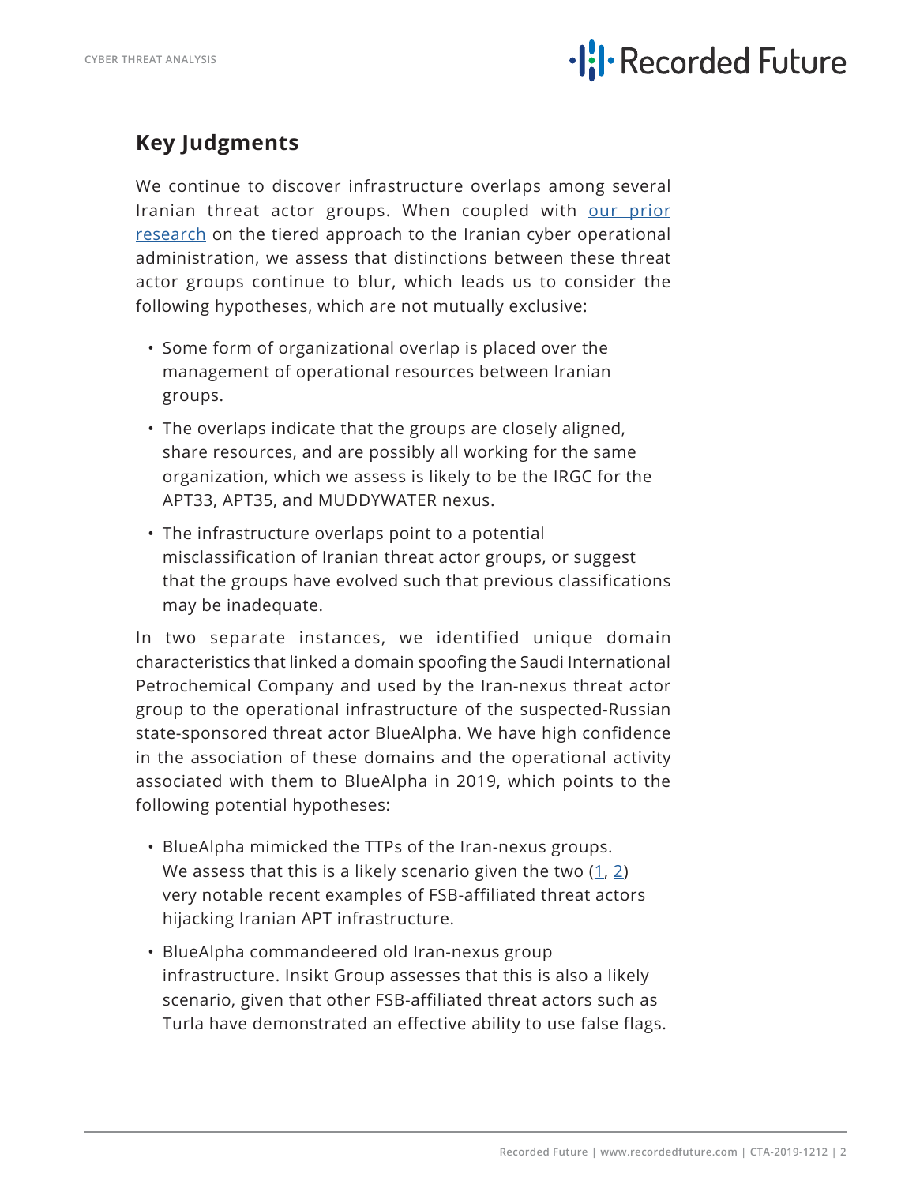## Key Judgments

We continue to discover infrastructure overlaps among several Iranian threat actor groups. When coupled with our prior research on the tiered approach to the Iranian cyber operational administration, we assess that distinctions between these threat actor groups continue to blur, which leads us to consider the following hypotheses, which are not mutually exclusive:

- Some form of organizational overlap is placed over the management of operational resources between Iranian groups.
- The overlaps indicate that the groups are closely aligned, share resources, and are possibly all working for the same organization, which we assess is likely to be the IRGC for the APT33, APT35, and MUDDYWATER nexus.
- The infrastructure overlaps point to a potential misclassification of Iranian threat actor groups, or suggest that the groups have evolved such that previous classifications may be inadequate.

In two separate instances, we identified unique domain characteristics that linked a domain spoofing the Saudi International Petrochemical Company and used by the Iran-nexus threat actor group to the operational infrastructure of the suspected-Russian state-sponsored threat actor BlueAlpha. We have high confidence in the association of these domains and the operational activity associated with them to BlueAlpha in 2019, which points to the following potential hypotheses:

- BlueAlpha mimicked the TTPs of the Iran-nexus groups. We assess that this is a likely scenario given the two (1, 2) very notable recent examples of FSB-affiliated threat actors hijacking Iranian APT infrastructure.
- BlueAlpha commandeered old Iran-nexus group infrastructure. Insikt Group assesses that this is also a likely scenario, given that other FSB-affiliated threat actors such as Turla have demonstrated an effective ability to use false flags.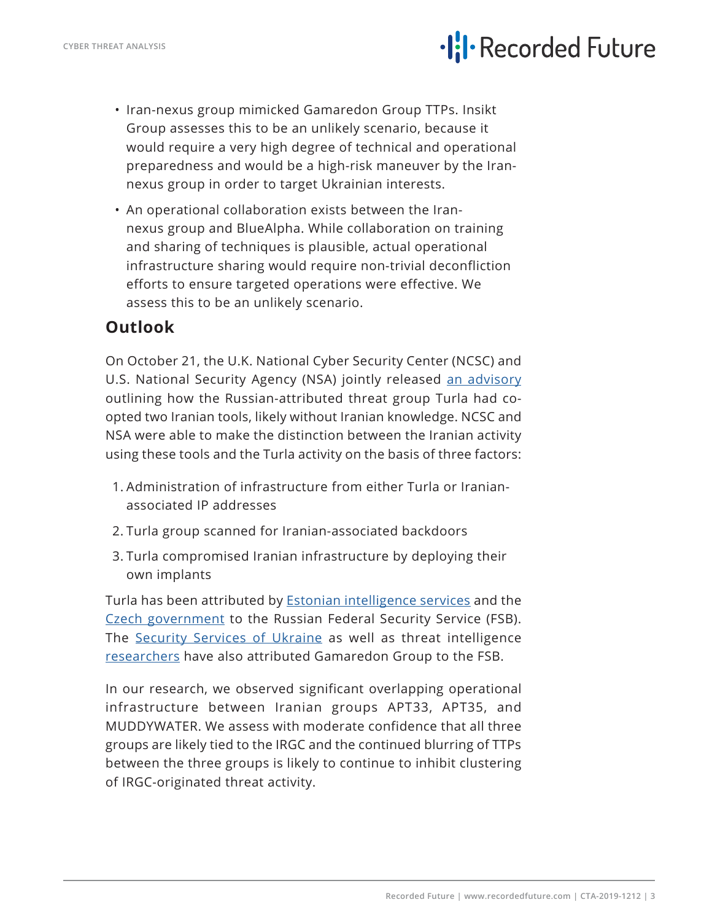- Iran-nexus group mimicked Gamaredon Group TTPs. Insikt Group assesses this to be an unlikely scenario, because it would require a very high degree of technical and operational preparedness and would be a high-risk maneuver by the Iran-nexus group in order to target Ukrainian interests.
- An operational collaboration exists between the Iran-nexus group and BlueAlpha. While collaboration on training and sharing of techniques is plausible, actual operational infrastructure sharing would require non-trivial deconfliction efforts to ensure targeted operations were effective. We assess this to be an unlikely scenario.

## Outlook

On October 21, the U.K. National Cyber Security Center (NCSC) and U.S. National Security Agency (NSA) jointly released an advisory outlining how the Russian-attributed threat group Turla had co-opted two Iranian tools, likely without Iranian knowledge. NCSC and NSA were able to make the distinction between the Iranian activity using these tools and the Turla activity on the basis of three factors:

1. Administration of infrastructure from either Turla or Iranian-associated IP addresses
2. Turla group scanned for Iranian-associated backdoors
3. Turla compromised Iranian infrastructure by deploying their own implants

Turla has been attributed by Estonian intelligence services and the Czech government to the Russian Federal Security Service (FSB). The Security Services of Ukraine as well as threat intelligence researchers have also attributed Gamaredon Group to the FSB.

In our research, we observed significant overlapping operational infrastructure between Iranian groups APT33, APT35, and MUDDYWATER. We assess with moderate confidence that all three groups are likely tied to the IRGC and the continued blurring of TTPs between the three groups is likely to continue to inhibit clustering of IRGC-originated threat activity.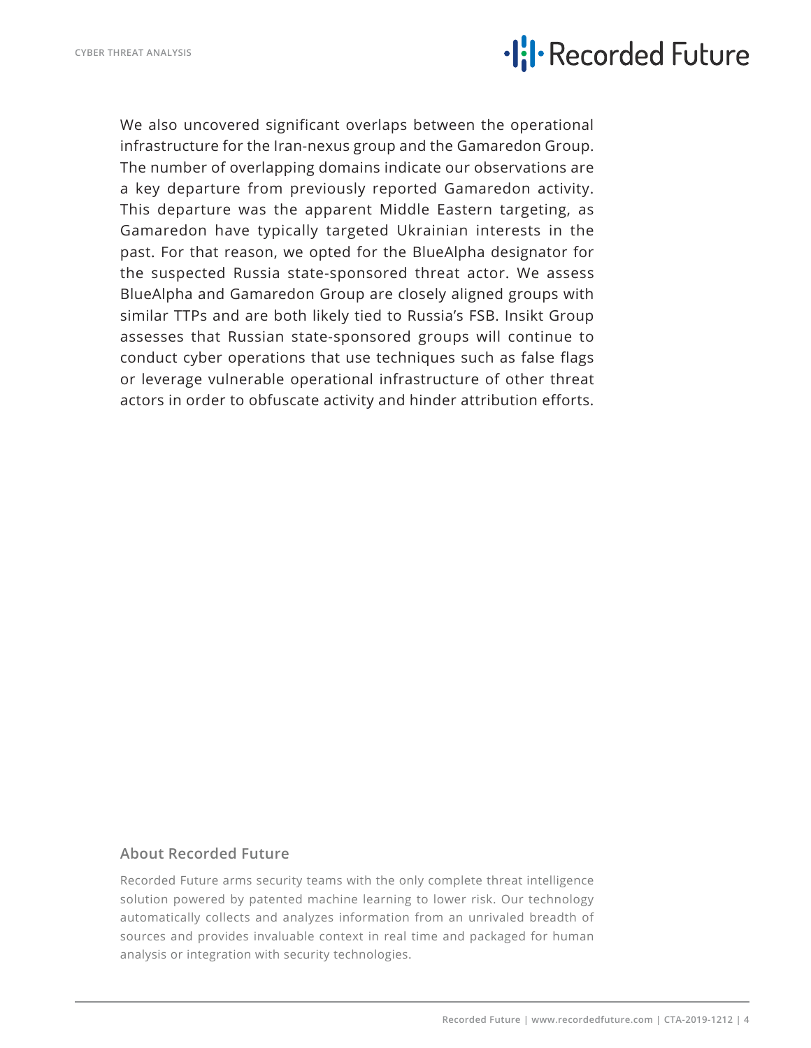We also uncovered significant overlaps between the operational infrastructure for the Iran-nexus group and the Gamaredon Group. The number of overlapping domains indicate our observations are a key departure from previously reported Gamaredon activity. This departure was the apparent Middle Eastern targeting, as Gamaredon have typically targeted Ukrainian interests in the past. For that reason, we opted for the BlueAlpha designator for the suspected Russia state-sponsored threat actor. We assess BlueAlpha and Gamaredon Group are closely aligned groups with similar TTPs and are both likely tied to Russia's FSB. Insikt Group assesses that Russian state-sponsored groups will continue to conduct cyber operations that use techniques such as false flags or leverage vulnerable operational infrastructure of other threat actors in order to obfuscate activity and hinder attribution efforts.

## About Recorded Future

Recorded Future arms security teams with the only complete threat intelligence solution powered by patented machine learning to lower risk. Our technology automatically collects and analyzes information from an unrivaled breadth of sources and provides invaluable context in real time and packaged for human analysis or integration with security technologies.